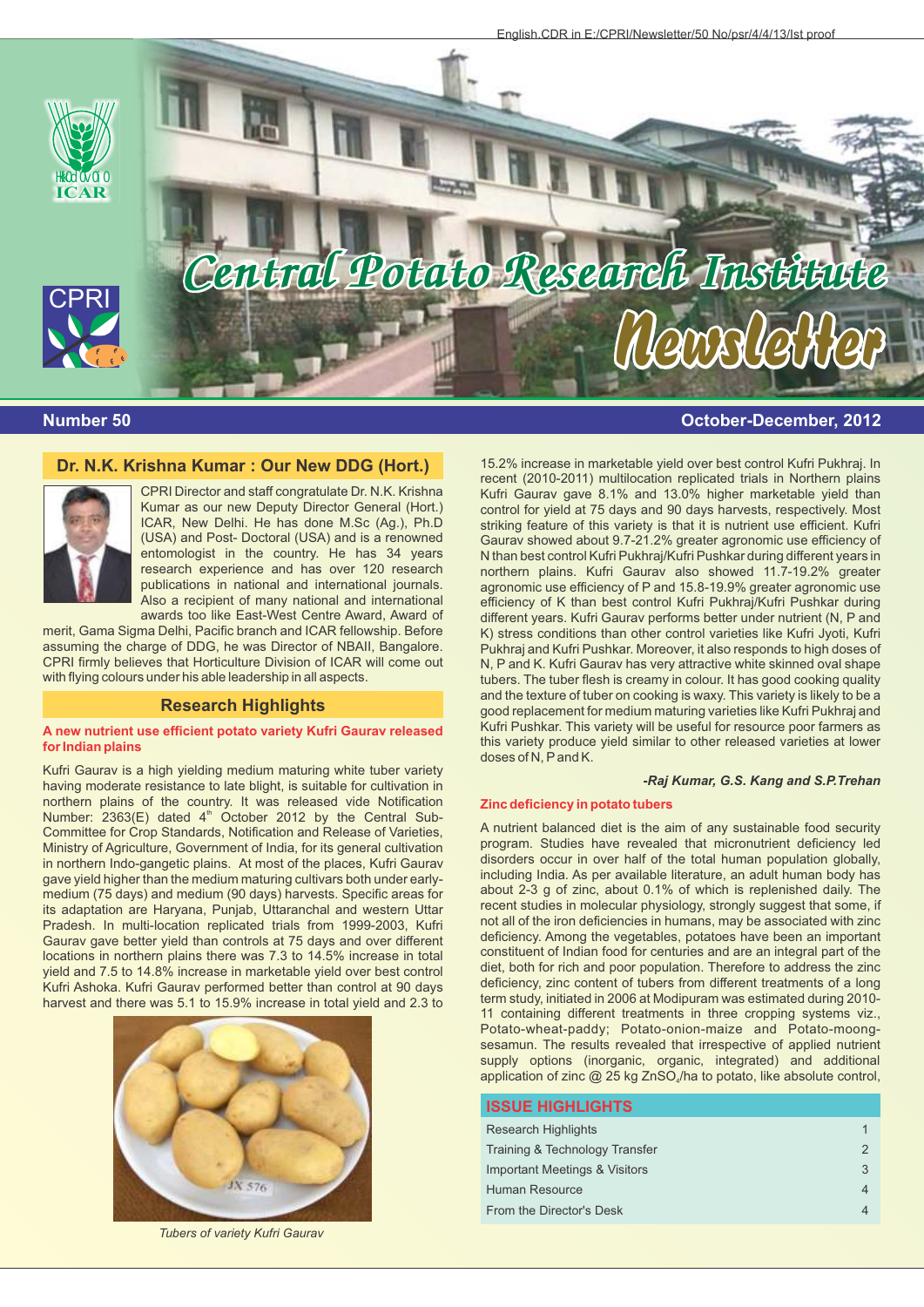# Central Potato Research Institute Newsletter

**Number 50** | **October-December, 2012**

## Dr. N.K. Krishna Kumar : Our New DDG (Hort.)

CPRI Director and staff congratulate Dr. N.K. Krishna Kumar as our new Deputy Director General (Hort.) ICAR, New Delhi. He has done M.Sc (Ag.), Ph.D (USA) and Post- Doctoral (USA) and is a renowned entomologist in the country. He has 34 years research experience and has over 120 research publications in national and international journals. Also a recipient of many national and international awards too like East-West Centre Award, Award of merit, Gama Sigma Delhi, Pacific branch and ICAR fellowship. Before assuming the charge of DDG, he was Director of NBAII, Bangalore. CPRI firmly believes that Horticulture Division of ICAR will come out with flying colours under his able leadership in all aspects.

## Research Highlights

### A new nutrient use efficient potato variety Kufri Gaurav released for Indian plains

Kufri Gaurav is a high yielding medium maturing white tuber variety having moderate resistance to late blight, is suitable for cultivation in northern plains of the country. It was released vide Notification Number: 2363(E) dated 4th October 2012 by the Central Sub-Committee for Crop Standards, Notification and Release of Varieties, Ministry of Agriculture, Government of India, for its general cultivation in northern Indo-gangetic plains. At most of the places, Kufri Gaurav gave yield higher than the medium maturing cultivars both under early-medium (75 days) and medium (90 days) harvests. Specific areas for its adaptation are Haryana, Punjab, Uttaranchal and western Uttar Pradesh. In multi-location replicated trials from 1999-2003, Kufri Gaurav gave better yield than controls at 75 days and over different locations in northern plains there was 7.3 to 14.5% increase in total yield and 7.5 to 14.8% increase in marketable yield over best control Kufri Ashoka. Kufri Gaurav performed better than control at 90 days harvest and there was 5.1 to 15.9% increase in total yield and 2.3 to 15.2% increase in marketable yield over best control Kufri Pukhraj. In recent (2010-2011) multilocation replicated trials in Northern plains Kufri Gaurav gave 8.1% and 13.0% higher marketable yield than control for yield at 75 days and 90 days harvests, respectively. Most striking feature of this variety is that it is nutrient use efficient. Kufri Gaurav showed about 9.7-21.2% greater agronomic use efficiency of N than best control Kufri Pukhraj/Kufri Pushkar during different years in northern plains. Kufri Gaurav also showed 11.7-19.2% greater agronomic use efficiency of P and 15.8-19.9% greater agronomic use efficiency of K than best control Kufri Pukhraj/Kufri Pushkar during different years. Kufri Gaurav performs better under nutrient (N, P and K) stress conditions than other control varieties like Kufri Jyoti, Kufri Pukhraj and Kufri Pushkar. Moreover, it also responds to high doses of N, P and K. Kufri Gaurav has very attractive white skinned oval shape tubers. The tuber flesh is creamy in colour. It has good cooking quality and the texture of tuber on cooking is waxy. This variety is likely to be a good replacement for medium maturing varieties like Kufri Pukhraj and Kufri Pushkar. This variety will be useful for resource poor farmers as this variety produce yield similar to other released varieties at lower doses of N, P and K.

*Tubers of variety Kufri Gaurav*

***-Raj Kumar, G.S. Kang and S.P.Trehan***

### Zinc deficiency in potato tubers

A nutrient balanced diet is the aim of any sustainable food security program. Studies have revealed that micronutrient deficiency led disorders occur in over half of the total human population globally, including India. As per available literature, an adult human body has about 2-3 g of zinc, about 0.1% of which is replenished daily. The recent studies in molecular physiology, strongly suggest that some, if not all of the iron deficiencies in humans, may be associated with zinc deficiency. Among the vegetables, potatoes have been an important constituent of Indian food for centuries and are an integral part of the diet, both for rich and poor population. Therefore to address the zinc deficiency, zinc content of tubers from different treatments of a long term study, initiated in 2006 at Modipuram was estimated during 2010-11 containing different treatments in three cropping systems viz., Potato-wheat-paddy; Potato-onion-maize and Potato-moong-sesamun. The results revealed that irrespective of applied nutrient supply options (inorganic, organic, integrated) and additional application of zinc @ 25 kg $ZnSO_4$/ha to potato, like absolute control,

## ISSUE HIGHLIGHTS

| | |
|---|---|
| Research Highlights | 1 |
| Training & Technology Transfer | 2 |
| Important Meetings & Visitors | 3 |
| Human Resource | 4 |
| From the Director's Desk | 4 |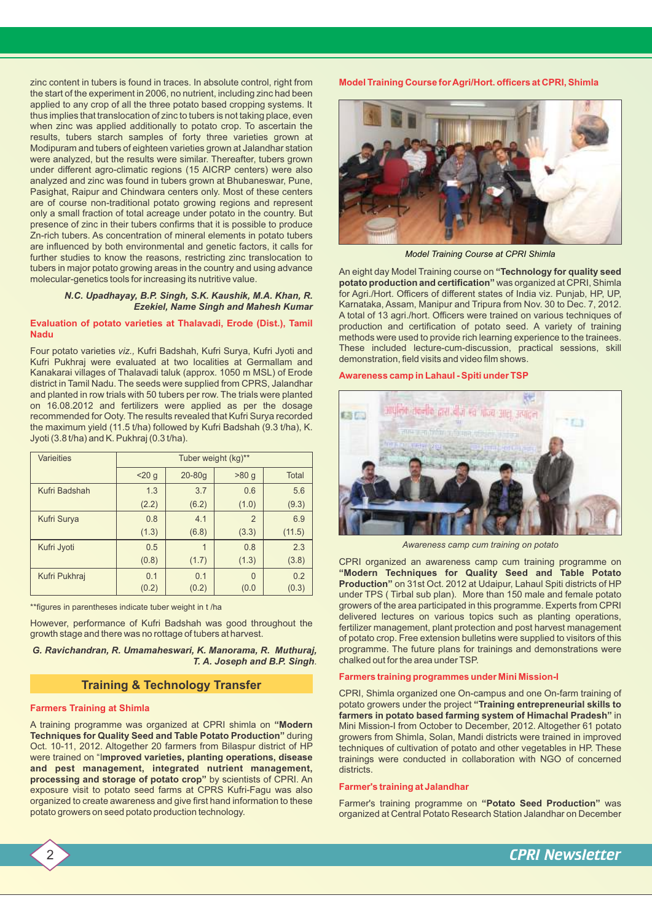zinc content in tubers is found in traces. In absolute control, right from the start of the experiment in 2006, no nutrient, including zinc had been applied to any crop of all the three potato based cropping systems. It thus implies that translocation of zinc to tubers is not taking place, even when zinc was applied additionally to potato crop. To ascertain the results, tubers starch samples of forty three varieties grown at Modipuram and tubers of eighteen varieties grown at Jalandhar station were analyzed, but the results were similar. Thereafter, tubers grown under different agro-climatic regions (15 AICRP centers) were also analyzed and zinc was found in tubers grown at Bhubaneswar, Pune, Pasighat, Raipur and Chindwara centers only. Most of these centers are of course non-traditional potato growing regions and represent only a small fraction of total acreage under potato in the country. But presence of zinc in their tubers confirms that it is possible to produce Zn-rich tubers. As concentration of mineral elements in potato tubers are influenced by both environmental and genetic factors, it calls for further studies to know the reasons, restricting zinc translocation to tubers in major potato growing areas in the country and using advance molecular-genetics tools for increasing its nutritive value.

***N.C. Upadhayay, B.P. Singh, S.K. Kaushik, M.A. Khan, R. Ezekiel, Name Singh and Mahesh Kumar***

## Evaluation of potato varieties at Thalavadi, Erode (Dist.), Tamil Nadu

Four potato varieties *viz.,* Kufri Badshah, Kufri Surya, Kufri Jyoti and Kufri Pukhraj were evaluated at two localities at Germallam and Kanakarai villages of Thalavadi taluk (approx. 1050 m MSL) of Erode district in Tamil Nadu. The seeds were supplied from CPRS, Jalandhar and planted in row trials with 50 tubers per row. The trials were planted on 16.08.2012 and fertilizers were applied as per the dosage recommended for Ooty. The results revealed that Kufri Surya recorded the maximum yield (11.5 t/ha) followed by Kufri Badshah (9.3 t/ha), K. Jyoti (3.8 t/ha) and K. Pukhraj (0.3 t/ha).

| Varieities | Tuber weight (kg)** | | | |
|---|---|---|---|---|
| | <20 g | 20-80g | >80 g | Total |
| Kufri Badshah | 1.3 (2.2) | 3.7 (6.2) | 0.6 (1.0) | 5.6 (9.3) |
| Kufri Surya | 0.8 (1.3) | 4.1 (6.8) | 2 (3.3) | 6.9 (11.5) |
| Kufri Jyoti | 0.5 (0.8) | 1 (1.7) | 0.8 (1.3) | 2.3 (3.8) |
| Kufri Pukhraj | 0.1 (0.2) | 0.1 (0.2) | 0 (0.0 | 0.2 (0.3) |

**figures in parentheses indicate tuber weight in t /ha

However, performance of Kufri Badshah was good throughout the growth stage and there was no rottage of tubers at harvest.

***G. Ravichandran, R. Umamaheswari, K. Manorama, R. Muthuraj, T. A. Joseph and B.P. Singh***.

# Training & Technology Transfer

## Farmers Training at Shimla

A training programme was organized at CPRI shimla on **"Modern Techniques for Quality Seed and Table Potato Production"** during Oct. 10-11, 2012. Altogether 20 farmers from Bilaspur district of HP were trained on "**Improved varieties, planting operations, disease and pest management, integrated nutrient management, processing and storage of potato crop"** by scientists of CPRI. An exposure visit to potato seed farms at CPRS Kufri-Fagu was also organized to create awareness and give first hand information to these potato growers on seed potato production technology.

## Model Training Course for Agri/Hort. officers at CPRI, Shimla

*Model Training Course at CPRI Shimla*

An eight day Model Training course on **"Technology for quality seed potato production and certification"** was organized at CPRI, Shimla for Agri./Hort. Officers of different states of India viz. Punjab, HP, UP, Karnataka, Assam, Manipur and Tripura from Nov. 30 to Dec. 7, 2012. A total of 13 agri./hort. Officers were trained on various techniques of production and certification of potato seed. A variety of training methods were used to provide rich learning experience to the trainees. These included lecture-cum-discussion, practical sessions, skill demonstration, field visits and video film shows.

## Awareness camp in Lahaul - Spiti under TSP

*Awareness camp cum training on potato*

CPRI organized an awareness camp cum training programme on **"Modern Techniques for Quality Seed and Table Potato Production"** on 31st Oct. 2012 at Udaipur, Lahaul Spiti districts of HP under TPS ( Tirbal sub plan). More than 150 male and female potato growers of the area participated in this programme. Experts from CPRI delivered lectures on various topics such as planting operations, fertilizer management, plant protection and post harvest management of potato crop. Free extension bulletins were supplied to visitors of this programme. The future plans for trainings and demonstrations were chalked out for the area under TSP.

## Farmers training programmes under Mini Mission-I

CPRI, Shimla organized one On-campus and one On-farm training of potato growers under the project **"Training entrepreneurial skills to farmers in potato based farming system of Himachal Pradesh"** in Mini Mission-I from October to December, 2012. Altogether 61 potato growers from Shimla, Solan, Mandi districts were trained in improved techniques of cultivation of potato and other vegetables in HP. These trainings were conducted in collaboration with NGO of concerned districts.

## Farmer's training at Jalandhar

Farmer's training programme on **"Potato Seed Production"** was organized at Central Potato Research Station Jalandhar on December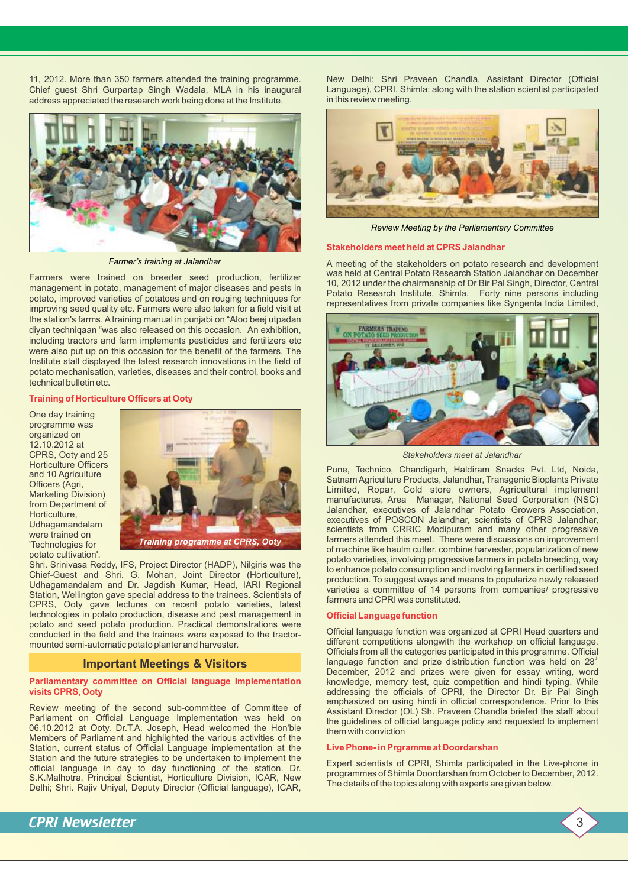11, 2012. More than 350 farmers attended the training programme. Chief guest Shri Gurpartap Singh Wadala, MLA in his inaugural address appreciated the research work being done at the Institute.

*Farmer's training at Jalandhar*

Farmers were trained on breeder seed production, fertilizer management in potato, management of major diseases and pests in potato, improved varieties of potatoes and on rouging techniques for improving seed quality etc. Farmers were also taken for a field visit at the station's farms. A training manual in punjabi on "Aloo beej utpadan diyan techniqaan "was also released on this occasion. An exhibition, including tractors and farm implements pesticides and fertilizers etc were also put up on this occasion for the benefit of the farmers. The Institute stall displayed the latest research innovations in the field of potato mechanisation, varieties, diseases and their control, books and technical bulletin etc.

### Training of Horticulture Officers at Ooty

One day training programme was organized on 12.10.2012 at CPRS, Ooty and 25 Horticulture Officers and 10 Agriculture Officers (Agri, Marketing Division) from Department of Horticulture, Udhagamandalam were trained on 'Technologies for potato cultivation'. Shri. Srinivasa Reddy, IFS, Project Director (HADP), Nilgiris was the Chief-Guest and Shri. G. Mohan, Joint Director (Horticulture), Udhagamandalam and Dr. Jagdish Kumar, Head, IARI Regional Station, Wellington gave special address to the trainees. Scientists of CPRS, Ooty gave lectures on recent potato varieties, latest technologies in potato production, disease and pest management in potato and seed potato production. Practical demonstrations were conducted in the field and the trainees were exposed to the tractor-mounted semi-automatic potato planter and harvester.

*Training programme at CPRS, Ooty*

## Important Meetings & Visitors

### Parliamentary committee on Official language Implementation visits CPRS, Ooty

Review meeting of the second sub-committee of Committee of Parliament on Official Language Implementation was held on 06.10.2012 at Ooty. Dr.T.A. Joseph, Head welcomed the Hon'ble Members of Parliament and highlighted the various activities of the Station, current status of Official Language implementation at the Station and the future strategies to be undertaken to implement the official language in day to day functioning of the station. Dr. S.K.Malhotra, Principal Scientist, Horticulture Division, ICAR, New Delhi; Shri. Rajiv Uniyal, Deputy Director (Official language), ICAR, New Delhi; Shri Praveen Chandla, Assistant Director (Official Language), CPRI, Shimla; along with the station scientist participated in this review meeting.

*Review Meeting by the Parliamentary Committee*

### Stakeholders meet held at CPRS Jalandhar

A meeting of the stakeholders on potato research and development was held at Central Potato Research Station Jalandhar on December 10, 2012 under the chairmanship of Dr Bir Pal Singh, Director, Central Potato Research Institute, Shimla. Forty nine persons including representatives from private companies like Syngenta India Limited, Pune, Technico, Chandigarh, Haldiram Snacks Pvt. Ltd, Noida, Satnam Agriculture Products, Jalandhar, Transgenic Bioplants Private Limited, Ropar, Cold store owners, Agricultural implement manufactures, Area Manager, National Seed Corporation (NSC) Jalandhar, executives of Jalandhar Potato Growers Association, executives of POSCON Jalandhar, scientists of CPRS Jalandhar, scientists from CRRIC Modipuram and many other progressive farmers attended this meet. There were discussions on improvement of machine like haulm cutter, combine harvester, popularization of new potato varieties, involving progressive farmers in potato breeding, way to enhance potato consumption and involving farmers in certified seed production. To suggest ways and means to popularize newly released varieties a committee of 14 persons from companies/ progressive farmers and CPRI was constituted.

*Stakeholders meet at Jalandhar*

### Official Language function

Official language function was organized at CPRI Head quarters and different competitions alongwith the workshop on official language. Officials from all the categories participated in this programme. Official language function and prize distribution function was held on 28th December, 2012 and prizes were given for essay writing, word knowledge, memory test, quiz competition and hindi typing. While addressing the officials of CPRI, the Director Dr. Bir Pal Singh emphasized on using hindi in official correspondence. Prior to this Assistant Director (OL) Sh. Praveen Chandla briefed the staff about the guidelines of official language policy and requested to implement them with conviction

### Live Phone- in Prgramme at Doordarshan

Expert scientists of CPRI, Shimla participated in the Live-phone in programmes of Shimla Doordarshan from October to December, 2012. The details of the topics along with experts are given below.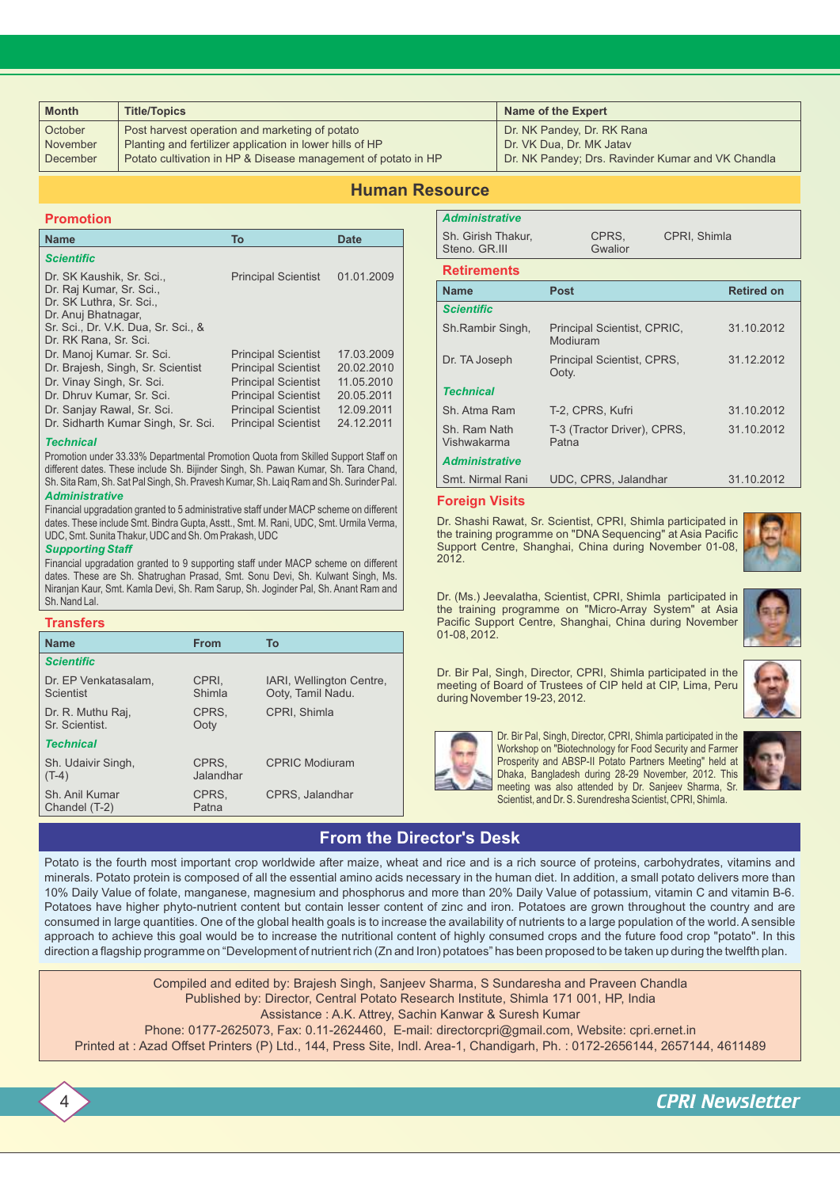| Month | Title/Topics | Name of the Expert |
|---|---|---|
| October | Post harvest operation and marketing of potato | Dr. NK Pandey, Dr. RK Rana |
| November | Planting and fertilizer application in lower hills of HP | Dr. VK Dua, Dr. MK Jatav |
| December | Potato cultivation in HP & Disease management of potato in HP | Dr. NK Pandey; Drs. Ravinder Kumar and VK Chandla |

## Human Resource

### Promotion

| Name | To | Date |
|---|---|---|
| ***Scientific*** | | |
| Dr. SK Kaushik, Sr. Sci., Dr. Raj Kumar, Sr. Sci., Dr. SK Luthra, Sr. Sci., Dr. Anuj Bhatnagar, Sr. Sci., Dr. V.K. Dua, Sr. Sci., & Dr. RK Rana, Sr. Sci. | Principal Scientist | 01.01.2009 |
| Dr. Manoj Kumar. Sr. Sci. | Principal Scientist | 17.03.2009 |
| Dr. Brajesh, Singh, Sr. Scientist | Principal Scientist | 20.02.2010 |
| Dr. Vinay Singh, Sr. Sci. | Principal Scientist | 11.05.2010 |
| Dr. Dhruv Kumar, Sr. Sci. | Principal Scientist | 20.05.2011 |
| Dr. Sanjay Rawal, Sr. Sci. | Principal Scientist | 12.09.2011 |
| Dr. Sidharth Kumar Singh, Sr. Sci. | Principal Scientist | 24.12.2011 |

***Technical***

Promotion under 33.33% Departmental Promotion Quota from Skilled Support Staff on different dates. These include Sh. Bijinder Singh, Sh. Pawan Kumar, Sh. Tara Chand, Sh. Sita Ram, Sh. Sat Pal Singh, Sh. Pravesh Kumar, Sh. Laiq Ram and Sh. Surinder Pal.

***Administrative***

Financial upgradation granted to 5 administrative staff under MACP scheme on different dates. These include Smt. Bindra Gupta, Asstt., Smt. M. Rani, UDC, Smt. Urmila Verma, UDC, Smt. Sunita Thakur, UDC and Sh. Om Prakash, UDC

***Supporting Staff***

Financial upgradation granted to 9 supporting staff under MACP scheme on different dates. These are Sh. Shatrughan Prasad, Smt. Sonu Devi, Sh. Kulwant Singh, Ms. Niranjan Kaur, Smt. Kamla Devi, Sh. Ram Sarup, Sh. Joginder Pal, Sh. Anant Ram and Sh. Nand Lal.

### Transfers

| Name | From | To |
|---|---|---|
| ***Scientific*** | | |
| Dr. EP Venkatasalam, Scientist | CPRI, Shimla | IARI, Wellington Centre, Ooty, Tamil Nadu. |
| Dr. R. Muthu Raj, Sr. Scientist. | CPRS, Ooty | CPRI, Shimla |
| ***Technical*** | | |
| Sh. Udaivir Singh, (T-4) | CPRS, Jalandhar | CPRIC Modiuram |
| Sh. Anil Kumar Chandel (T-2) | CPRS, Patna | CPRS, Jalandhar |
| ***Administrative*** | | |
| Sh. Girish Thakur, Steno. GR.III | CPRS, Gwalior | CPRI, Shimla |

### Retirements

| Name | Post | Retired on |
|---|---|---|
| ***Scientific*** | | |
| Sh.Rambir Singh, | Principal Scientist, CPRIC, Modiuram | 31.10.2012 |
| Dr. TA Joseph | Principal Scientist, CPRS, Ooty. | 31.12.2012 |
| ***Technical*** | | |
| Sh. Atma Ram | T-2, CPRS, Kufri | 31.10.2012 |
| Sh. Ram Nath Vishwakarma | T-3 (Tractor Driver), CPRS, Patna | 31.10.2012 |
| ***Administrative*** | | |
| Smt. Nirmal Rani | UDC, CPRS, Jalandhar | 31.10.2012 |

### Foreign Visits

Dr. Shashi Rawat, Sr. Scientist, CPRI, Shimla participated in the training programme on "DNA Sequencing" at Asia Pacific Support Centre, Shanghai, China during November 01-08, 2012.

Dr. (Ms.) Jeevalatha, Scientist, CPRI, Shimla participated in the training programme on "Micro-Array System" at Asia Pacific Support Centre, Shanghai, China during November 01-08, 2012.

Dr. Bir Pal, Singh, Director, CPRI, Shimla participated in the meeting of Board of Trustees of CIP held at CIP, Lima, Peru during November 19-23, 2012.

Dr. Bir Pal, Singh, Director, CPRI, Shimla participated in the Workshop on "Biotechnology for Food Security and Farmer Prosperity and ABSP-II Potato Partners Meeting" held at Dhaka, Bangladesh during 28-29 November, 2012. This meeting was also attended by Dr. Sanjeev Sharma, Sr. Scientist, and Dr. S. Surendresha Scientist, CPRI, Shimla.

## From the Director's Desk

Potato is the fourth most important crop worldwide after maize, wheat and rice and is a rich source of proteins, carbohydrates, vitamins and minerals. Potato protein is composed of all the essential amino acids necessary in the human diet. In addition, a small potato delivers more than 10% Daily Value of folate, manganese, magnesium and phosphorus and more than 20% Daily Value of potassium, vitamin C and vitamin B-6. Potatoes have higher phyto-nutrient content but contain lesser content of zinc and iron. Potatoes are grown throughout the country and are consumed in large quantities. One of the global health goals is to increase the availability of nutrients to a large population of the world. A sensible approach to achieve this goal would be to increase the nutritional content of highly consumed crops and the future food crop "potato". In this direction a flagship programme on "Development of nutrient rich (Zn and Iron) potatoes" has been proposed to be taken up during the twelfth plan.

Compiled and edited by: Brajesh Singh, Sanjeev Sharma, S Sundaresha and Praveen Chandla
Published by: Director, Central Potato Research Institute, Shimla 171 001, HP, India
Assistance : A.K. Attrey, Sachin Kanwar & Suresh Kumar
Phone: 0177-2625073, Fax: 0.11-2624460, E-mail: directorcpri@gmail.com, Website: cpri.ernet.in
Printed at : Azad Offset Printers (P) Ltd., 144, Press Site, Indl. Area-1, Chandigarh, Ph. : 0172-2656144, 2657144, 4611489